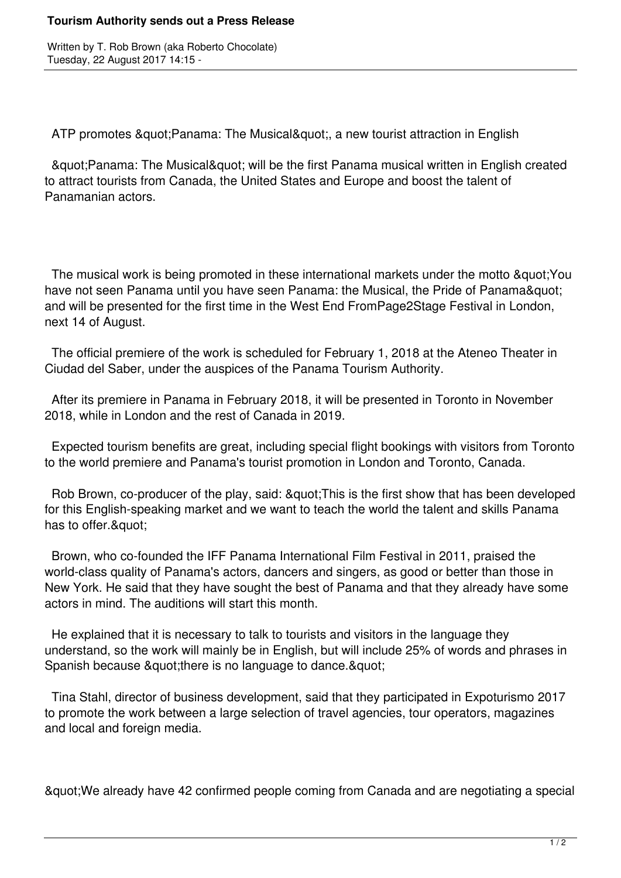# Tourism Authority sends out a Press Release

Written by T. Rob Brown (aka Roberto Chocolate)
Tuesday, 22 August 2017 14:15 -

ATP promotes &quot;Panama: The Musical&quot;, a new tourist attraction in English

&quot;Panama: The Musical&quot; will be the first Panama musical written in English created to attract tourists from Canada, the United States and Europe and boost the talent of Panamanian actors.

The musical work is being promoted in these international markets under the motto &quot;You have not seen Panama until you have seen Panama: the Musical, the Pride of Panama&quot; and will be presented for the first time in the West End FromPage2Stage Festival in London, next 14 of August.

The official premiere of the work is scheduled for February 1, 2018 at the Ateneo Theater in Ciudad del Saber, under the auspices of the Panama Tourism Authority.

After its premiere in Panama in February 2018, it will be presented in Toronto in November 2018, while in London and the rest of Canada in 2019.

Expected tourism benefits are great, including special flight bookings with visitors from Toronto to the world premiere and Panama's tourist promotion in London and Toronto, Canada.

Rob Brown, co-producer of the play, said: &quot;This is the first show that has been developed for this English-speaking market and we want to teach the world the talent and skills Panama has to offer.&quot;

Brown, who co-founded the IFF Panama International Film Festival in 2011, praised the world-class quality of Panama's actors, dancers and singers, as good or better than those in New York. He said that they have sought the best of Panama and that they already have some actors in mind. The auditions will start this month.

He explained that it is necessary to talk to tourists and visitors in the language they understand, so the work will mainly be in English, but will include 25% of words and phrases in Spanish because &quot;there is no language to dance.&quot;

Tina Stahl, director of business development, said that they participated in Expoturismo 2017 to promote the work between a large selection of travel agencies, tour operators, magazines and local and foreign media.

&quot;We already have 42 confirmed people coming from Canada and are negotiating a special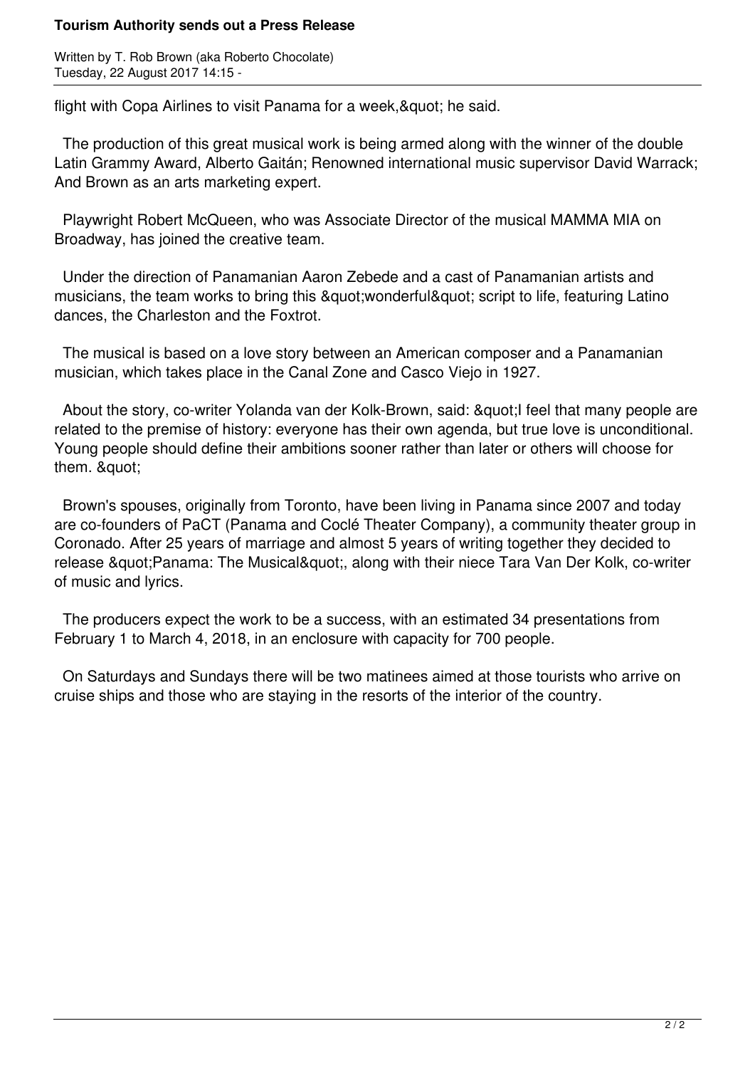flight with Copa Airlines to visit Panama for a week,&quot; he said.

The production of this great musical work is being armed along with the winner of the double Latin Grammy Award, Alberto Gaitán; Renowned international music supervisor David Warrack; And Brown as an arts marketing expert.

Playwright Robert McQueen, who was Associate Director of the musical MAMMA MIA on Broadway, has joined the creative team.

Under the direction of Panamanian Aaron Zebede and a cast of Panamanian artists and musicians, the team works to bring this &quot;wonderful&quot; script to life, featuring Latino dances, the Charleston and the Foxtrot.

The musical is based on a love story between an American composer and a Panamanian musician, which takes place in the Canal Zone and Casco Viejo in 1927.

About the story, co-writer Yolanda van der Kolk-Brown, said: &quot;I feel that many people are related to the premise of history: everyone has their own agenda, but true love is unconditional. Young people should define their ambitions sooner rather than later or others will choose for them. &quot;

Brown's spouses, originally from Toronto, have been living in Panama since 2007 and today are co-founders of PaCT (Panama and Coclé Theater Company), a community theater group in Coronado. After 25 years of marriage and almost 5 years of writing together they decided to release &quot;Panama: The Musical&quot;, along with their niece Tara Van Der Kolk, co-writer of music and lyrics.

The producers expect the work to be a success, with an estimated 34 presentations from February 1 to March 4, 2018, in an enclosure with capacity for 700 people.

On Saturdays and Sundays there will be two matinees aimed at those tourists who arrive on cruise ships and those who are staying in the resorts of the interior of the country.